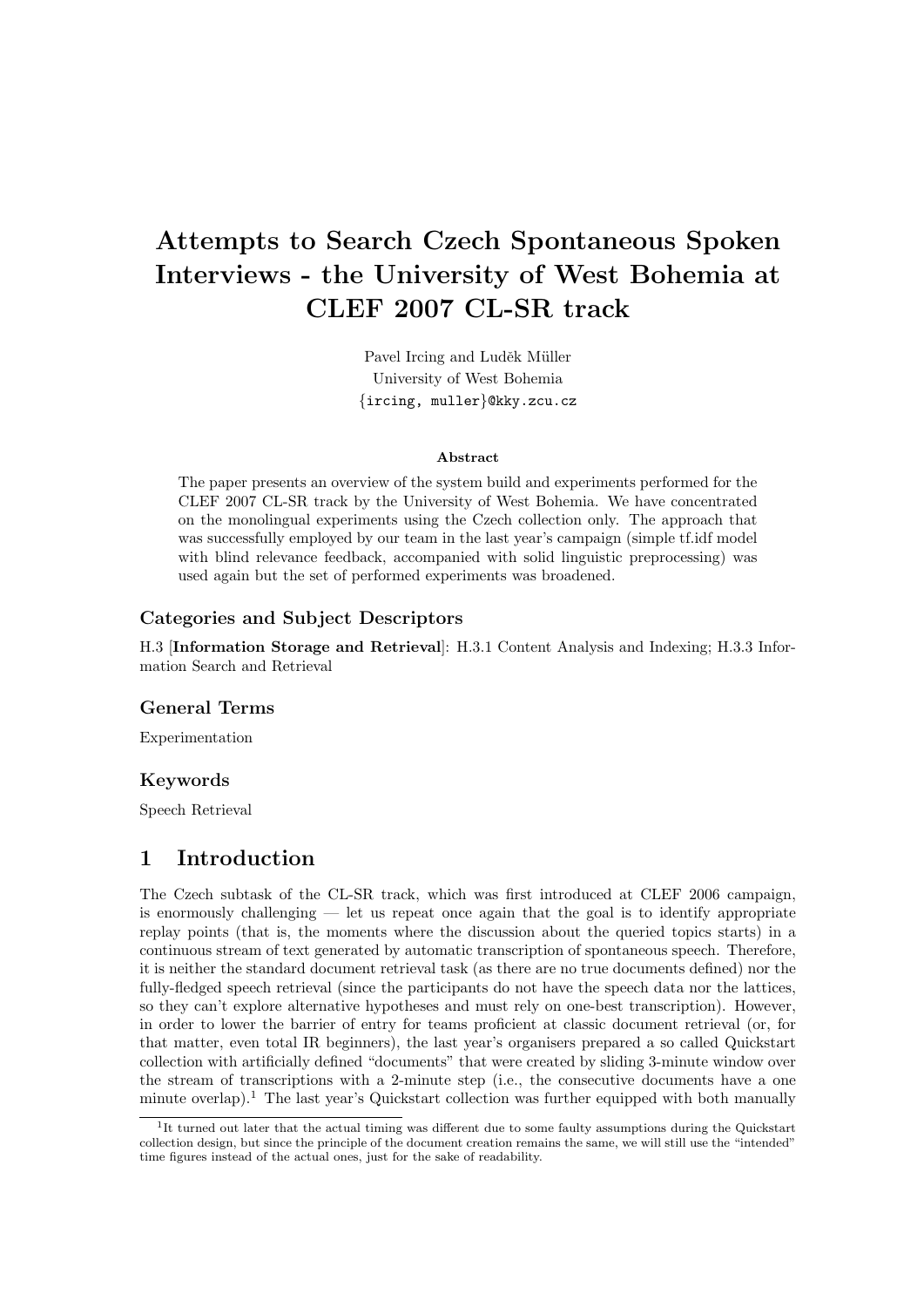# Attempts to Search Czech Spontaneous Spoken Interviews - the University of West Bohemia at CLEF 2007 CL-SR track

Pavel Ircing and Luděk Müller
University of West Bohemia
{ircing, muller}@kky.zcu.cz

### Abstract

The paper presents an overview of the system build and experiments performed for the CLEF 2007 CL-SR track by the University of West Bohemia. We have concentrated on the monolingual experiments using the Czech collection only. The approach that was successfully employed by our team in the last year's campaign (simple tf.idf model with blind relevance feedback, accompanied with solid linguistic preprocessing) was used again but the set of performed experiments was broadened.

### Categories and Subject Descriptors

H.3 [**Information Storage and Retrieval**]: H.3.1 Content Analysis and Indexing; H.3.3 Information Search and Retrieval

### General Terms

Experimentation

### Keywords

Speech Retrieval

## 1 Introduction

The Czech subtask of the CL-SR track, which was first introduced at CLEF 2006 campaign, is enormously challenging — let us repeat once again that the goal is to identify appropriate replay points (that is, the moments where the discussion about the queried topics starts) in a continuous stream of text generated by automatic transcription of spontaneous speech. Therefore, it is neither the standard document retrieval task (as there are no true documents defined) nor the fully-fledged speech retrieval (since the participants do not have the speech data nor the lattices, so they can't explore alternative hypotheses and must rely on one-best transcription). However, in order to lower the barrier of entry for teams proficient at classic document retrieval (or, for that matter, even total IR beginners), the last year's organisers prepared a so called Quickstart collection with artificially defined "documents" that were created by sliding 3-minute window over the stream of transcriptions with a 2-minute step (i.e., the consecutive documents have a one minute overlap).[1] The last year's Quickstart collection was further equipped with both manually

[1] It turned out later that the actual timing was different due to some faulty assumptions during the Quickstart collection design, but since the principle of the document creation remains the same, we will still use the "intended" time figures instead of the actual ones, just for the sake of readability.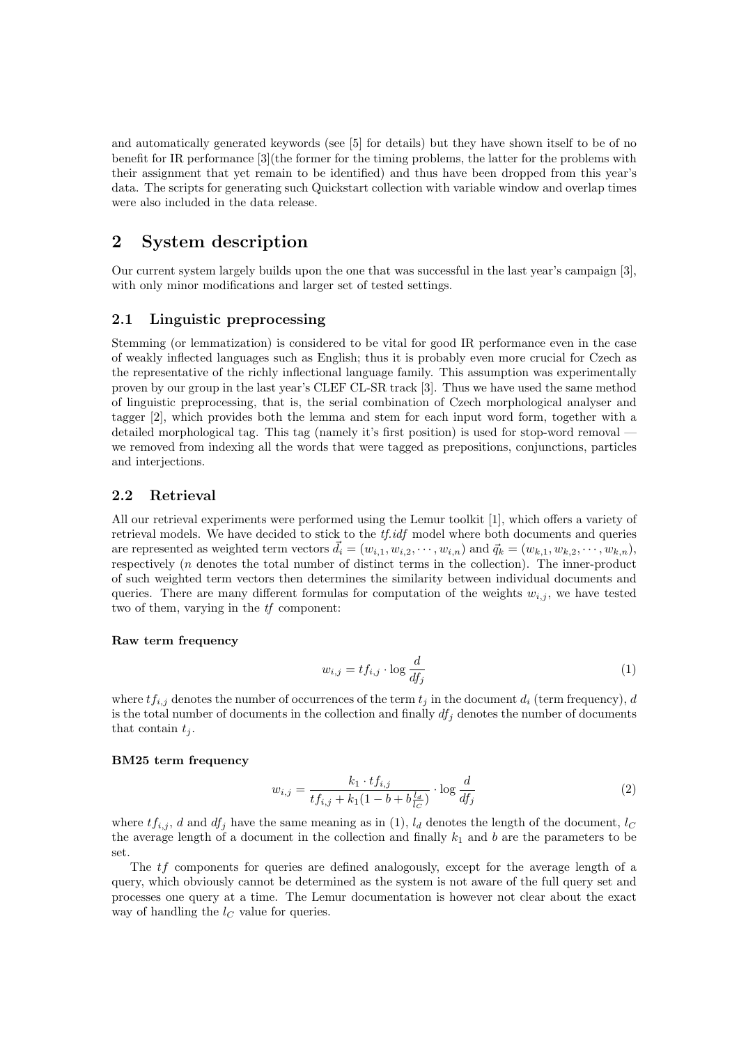and automatically generated keywords (see [5] for details) but they have shown itself to be of no benefit for IR performance [3](the former for the timing problems, the latter for the problems with their assignment that yet remain to be identified) and thus have been dropped from this year's data. The scripts for generating such Quickstart collection with variable window and overlap times were also included in the data release.

# 2 System description

Our current system largely builds upon the one that was successful in the last year's campaign [3], with only minor modifications and larger set of tested settings.

## 2.1 Linguistic preprocessing

Stemming (or lemmatization) is considered to be vital for good IR performance even in the case of weakly inflected languages such as English; thus it is probably even more crucial for Czech as the representative of the richly inflectional language family. This assumption was experimentally proven by our group in the last year's CLEF CL-SR track [3]. Thus we have used the same method of linguistic preprocessing, that is, the serial combination of Czech morphological analyser and tagger [2], which provides both the lemma and stem for each input word form, together with a detailed morphological tag. This tag (namely it's first position) is used for stop-word removal — we removed from indexing all the words that were tagged as prepositions, conjunctions, particles and interjections.

## 2.2 Retrieval

All our retrieval experiments were performed using the Lemur toolkit [1], which offers a variety of retrieval models. We have decided to stick to the *tf.idf* model where both documents and queries are represented as weighted term vectors $\vec{d_i} = (w_{i,1}, w_{i,2}, \cdots, w_{i,n})$ and $\vec{q_k} = (w_{k,1}, w_{k,2}, \cdots, w_{k,n})$, respectively ($n$ denotes the total number of distinct terms in the collection). The inner-product of such weighted term vectors then determines the similarity between individual documents and queries. There are many different formulas for computation of the weights $w_{i,j}$, we have tested two of them, varying in the *tf* component:

**Raw term frequency**

$$w_{i,j} = tf_{i,j} \cdot \log \frac{d}{df_j} \tag{1}$$

where $tf_{i,j}$ denotes the number of occurrences of the term $t_j$ in the document $d_i$ (term frequency), $d$ is the total number of documents in the collection and finally $df_j$ denotes the number of documents that contain $t_j$.

**BM25 term frequency**

$$w_{i,j} = \frac{k_1 \cdot tf_{i,j}}{tf_{i,j} + k_1(1 - b + b\frac{l_d}{l_C})} \cdot \log \frac{d}{df_j} \tag{2}$$

where $tf_{i,j}$, $d$ and $df_j$ have the same meaning as in (1), $l_d$ denotes the length of the document, $l_C$ the average length of a document in the collection and finally $k_1$ and $b$ are the parameters to be set.

The $tf$ components for queries are defined analogously, except for the average length of a query, which obviously cannot be determined as the system is not aware of the full query set and processes one query at a time. The Lemur documentation is however not clear about the exact way of handling the $l_C$ value for queries.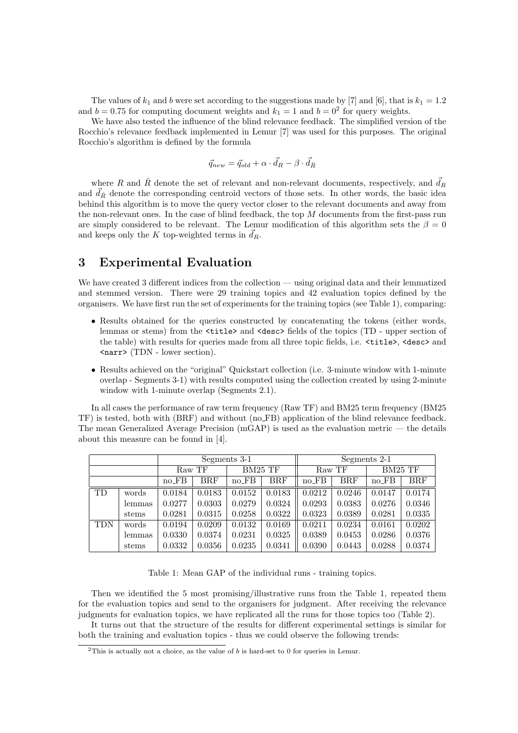The values of $k_1$ and $b$ were set according to the suggestions made by [7] and [6], that is $k_1 = 1.2$ and $b = 0.75$ for computing document weights and $k_1 = 1$ and $b = 0$[2] for query weights.

We have also tested the influence of the blind relevance feedback. The simplified version of the Rocchio's relevance feedback implemented in Lemur [7] was used for this purposes. The original Rocchio's algorithm is defined by the formula

$$\vec{q}_{new} = \vec{q}_{old} + \alpha \cdot \vec{d}_R - \beta \cdot \vec{d}_{\bar{R}}$$

where $R$ and $\bar{R}$ denote the set of relevant and non-relevant documents, respectively, and $\vec{d}_R$ and $\vec{d}_{\bar{R}}$ denote the corresponding centroid vectors of those sets. In other words, the basic idea behind this algorithm is to move the query vector closer to the relevant documents and away from the non-relevant ones. In the case of blind feedback, the top $M$ documents from the first-pass run are simply considered to be relevant. The Lemur modification of this algorithm sets the $\beta = 0$ and keeps only the $K$ top-weighted terms in $\vec{d}_R$.

# 3 Experimental Evaluation

We have created 3 different indices from the collection — using original data and their lemmatized and stemmed version. There were 29 training topics and 42 evaluation topics defined by the organisers. We have first run the set of experiments for the training topics (see Table 1), comparing:

- Results obtained for the queries constructed by concatenating the tokens (either words, lemmas or stems) from the <title> and <desc> fields of the topics (TD - upper section of the table) with results for queries made from all three topic fields, i.e. <title>, <desc> and <narr> (TDN - lower section).
- Results achieved on the "original" Quickstart collection (i.e. 3-minute window with 1-minute overlap - Segments 3-1) with results computed using the collection created by using 2-minute window with 1-minute overlap (Segments 2.1).

In all cases the performance of raw term frequency (Raw TF) and BM25 term frequency (BM25 TF) is tested, both with (BRF) and without (no_FB) application of the blind relevance feedback. The mean Generalized Average Precision (mGAP) is used as the evaluation metric — the details about this measure can be found in [4].

| | | Segments 3-1 | | | | Segments 2-1 | | | |
|---|---|---|---|---|---|---|---|---|---|
| | | Raw TF | | BM25 TF | | Raw TF | | BM25 TF | |
| | | no_FB | BRF | no_FB | BRF | no_FB | BRF | no_FB | BRF |
| TD | words | 0.0184 | 0.0183 | 0.0152 | 0.0183 | 0.0212 | 0.0246 | 0.0147 | 0.0174 |
| | lemmas | 0.0277 | 0.0303 | 0.0279 | 0.0324 | 0.0293 | 0.0383 | 0.0276 | 0.0346 |
| | stems | 0.0281 | 0.0315 | 0.0258 | 0.0322 | 0.0323 | 0.0389 | 0.0281 | 0.0335 |
| TDN | words | 0.0194 | 0.0209 | 0.0132 | 0.0169 | 0.0211 | 0.0234 | 0.0161 | 0.0202 |
| | lemmas | 0.0330 | 0.0374 | 0.0231 | 0.0325 | 0.0389 | 0.0453 | 0.0286 | 0.0376 |
| | stems | 0.0332 | 0.0356 | 0.0235 | 0.0341 | 0.0390 | 0.0443 | 0.0288 | 0.0374 |

Table 1: Mean GAP of the individual runs - training topics.

Then we identified the 5 most promising/illustrative runs from the Table 1, repeated them for the evaluation topics and send to the organisers for judgment. After receiving the relevance judgments for evaluation topics, we have replicated all the runs for those topics too (Table 2).

It turns out that the structure of the results for different experimental settings is similar for both the training and evaluation topics - thus we could observe the following trends:

[2] This is actually not a choice, as the value of $b$ is hard-set to 0 for queries in Lemur.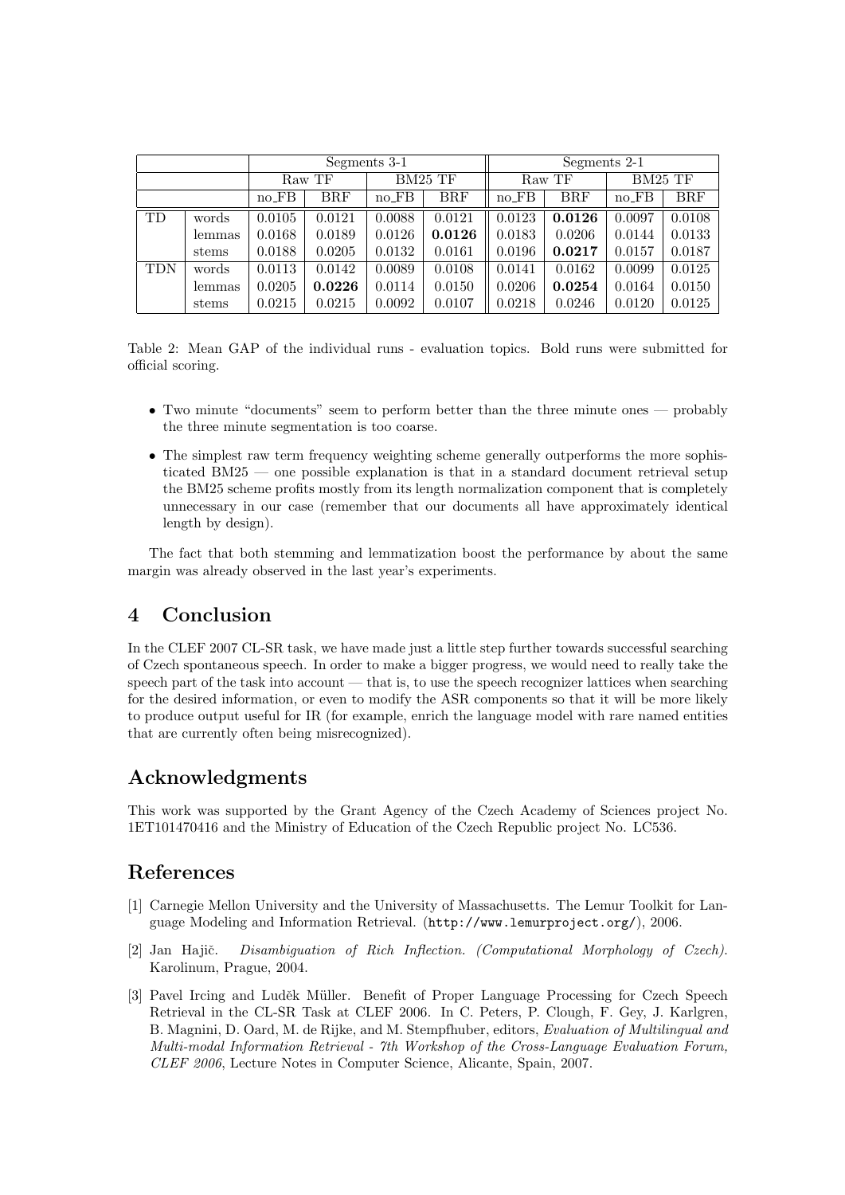| | | Segments 3-1 | | | | Segments 2-1 | | | |
|---|---|---|---|---|---|---|---|---|---|
| | | Raw TF | | BM25 TF | | Raw TF | | BM25 TF | |
| | | no_FB | BRF | no_FB | BRF | no_FB | BRF | no_FB | BRF |
| TD | words | 0.0105 | 0.0121 | 0.0088 | 0.0121 | 0.0123 | **0.0126** | 0.0097 | 0.0108 |
| | lemmas | 0.0168 | 0.0189 | 0.0126 | **0.0126** | 0.0183 | 0.0206 | 0.0144 | 0.0133 |
| | stems | 0.0188 | 0.0205 | 0.0132 | 0.0161 | 0.0196 | **0.0217** | 0.0157 | 0.0187 |
| TDN | words | 0.0113 | 0.0142 | 0.0089 | 0.0108 | 0.0141 | 0.0162 | 0.0099 | 0.0125 |
| | lemmas | 0.0205 | **0.0226** | 0.0114 | 0.0150 | 0.0206 | **0.0254** | 0.0164 | 0.0150 |
| | stems | 0.0215 | 0.0215 | 0.0092 | 0.0107 | 0.0218 | 0.0246 | 0.0120 | 0.0125 |

Table 2: Mean GAP of the individual runs - evaluation topics. Bold runs were submitted for official scoring.

- Two minute "documents" seem to perform better than the three minute ones — probably the three minute segmentation is too coarse.
- The simplest raw term frequency weighting scheme generally outperforms the more sophisticated BM25 — one possible explanation is that in a standard document retrieval setup the BM25 scheme profits mostly from its length normalization component that is completely unnecessary in our case (remember that our documents all have approximately identical length by design).

The fact that both stemming and lemmatization boost the performance by about the same margin was already observed in the last year's experiments.

## 4 Conclusion

In the CLEF 2007 CL-SR task, we have made just a little step further towards successful searching of Czech spontaneous speech. In order to make a bigger progress, we would need to really take the speech part of the task into account — that is, to use the speech recognizer lattices when searching for the desired information, or even to modify the ASR components so that it will be more likely to produce output useful for IR (for example, enrich the language model with rare named entities that are currently often being misrecognized).

## Acknowledgments

This work was supported by the Grant Agency of the Czech Academy of Sciences project No. 1ET101470416 and the Ministry of Education of the Czech Republic project No. LC536.

## References

[1] Carnegie Mellon University and the University of Massachusetts. The Lemur Toolkit for Language Modeling and Information Retrieval. (`http://www.lemurproject.org/`), 2006.

[2] Jan Hajič. *Disambiguation of Rich Inflection. (Computational Morphology of Czech).* Karolinum, Prague, 2004.

[3] Pavel Ircing and Luděk Müller. Benefit of Proper Language Processing for Czech Speech Retrieval in the CL-SR Task at CLEF 2006. In C. Peters, P. Clough, F. Gey, J. Karlgren, B. Magnini, D. Oard, M. de Rijke, and M. Stempfhuber, editors, *Evaluation of Multilingual and Multi-modal Information Retrieval - 7th Workshop of the Cross-Language Evaluation Forum, CLEF 2006*, Lecture Notes in Computer Science, Alicante, Spain, 2007.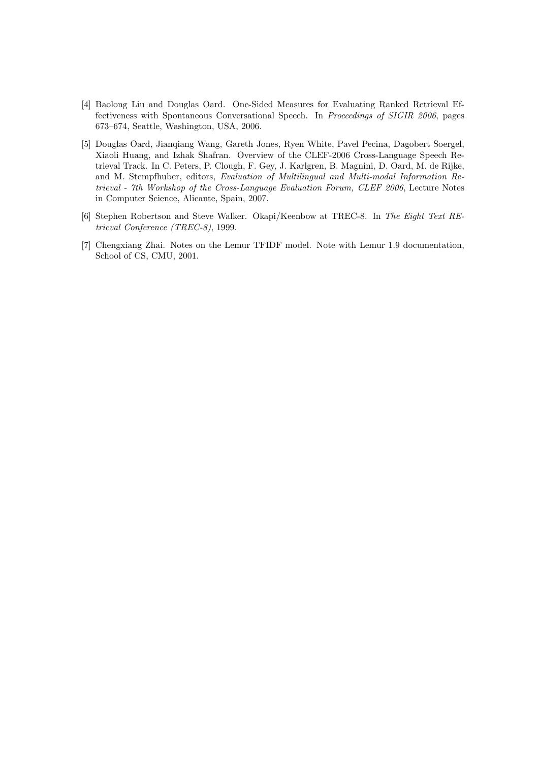[4] Baolong Liu and Douglas Oard. One-Sided Measures for Evaluating Ranked Retrieval Effectiveness with Spontaneous Conversational Speech. In *Proceedings of SIGIR 2006*, pages 673–674, Seattle, Washington, USA, 2006.

[5] Douglas Oard, Jianqiang Wang, Gareth Jones, Ryen White, Pavel Pecina, Dagobert Soergel, Xiaoli Huang, and Izhak Shafran. Overview of the CLEF-2006 Cross-Language Speech Retrieval Track. In C. Peters, P. Clough, F. Gey, J. Karlgren, B. Magnini, D. Oard, M. de Rijke, and M. Stempfhuber, editors, *Evaluation of Multilingual and Multi-modal Information Retrieval - 7th Workshop of the Cross-Language Evaluation Forum, CLEF 2006*, Lecture Notes in Computer Science, Alicante, Spain, 2007.

[6] Stephen Robertson and Steve Walker. Okapi/Keenbow at TREC-8. In *The Eight Text REtrieval Conference (TREC-8)*, 1999.

[7] Chengxiang Zhai. Notes on the Lemur TFIDF model. Note with Lemur 1.9 documentation, School of CS, CMU, 2001.